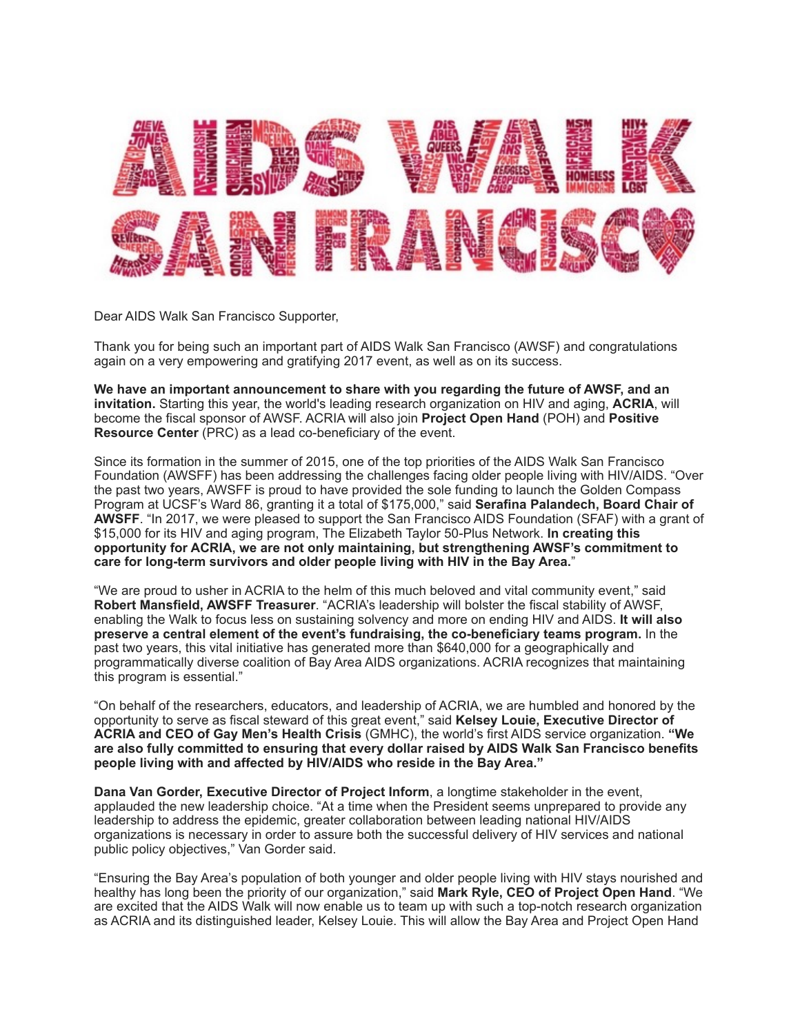Dear AIDS Walk San Francisco Supporter,

Thank you for being such an important part of AIDS Walk San Francisco (AWSF) and congratulations again on a very empowering and gratifying 2017 event, as well as on its success.

**We have an important announcement to share with you regarding the future of AWSF, and an invitation.** Starting this year, the world's leading research organization on HIV and aging, **ACRIA**, will become the fiscal sponsor of AWSF. ACRIA will also join **Project Open Hand** (POH) and **Positive Resource Center** (PRC) as a lead co-beneficiary of the event.

Since its formation in the summer of 2015, one of the top priorities of the AIDS Walk San Francisco Foundation (AWSFF) has been addressing the challenges facing older people living with HIV/AIDS. "Over the past two years, AWSFF is proud to have provided the sole funding to launch the Golden Compass Program at UCSF's Ward 86, granting it a total of $175,000," said **Serafina Palandech, Board Chair of AWSFF**. "In 2017, we were pleased to support the San Francisco AIDS Foundation (SFAF) with a grant of $15,000 for its HIV and aging program, The Elizabeth Taylor 50-Plus Network. **In creating this opportunity for ACRIA, we are not only maintaining, but strengthening AWSF's commitment to care for long-term survivors and older people living with HIV in the Bay Area.**"

"We are proud to usher in ACRIA to the helm of this much beloved and vital community event," said **Robert Mansfield, AWSFF Treasurer**. "ACRIA's leadership will bolster the fiscal stability of AWSF, enabling the Walk to focus less on sustaining solvency and more on ending HIV and AIDS. **It will also preserve a central element of the event's fundraising, the co-beneficiary teams program.** In the past two years, this vital initiative has generated more than $640,000 for a geographically and programmatically diverse coalition of Bay Area AIDS organizations. ACRIA recognizes that maintaining this program is essential."

"On behalf of the researchers, educators, and leadership of ACRIA, we are humbled and honored by the opportunity to serve as fiscal steward of this great event," said **Kelsey Louie, Executive Director of ACRIA and CEO of Gay Men's Health Crisis** (GMHC), the world's first AIDS service organization. **"We are also fully committed to ensuring that every dollar raised by AIDS Walk San Francisco benefits people living with and affected by HIV/AIDS who reside in the Bay Area."**

**Dana Van Gorder, Executive Director of Project Inform**, a longtime stakeholder in the event, applauded the new leadership choice. "At a time when the President seems unprepared to provide any leadership to address the epidemic, greater collaboration between leading national HIV/AIDS organizations is necessary in order to assure both the successful delivery of HIV services and national public policy objectives," Van Gorder said.

"Ensuring the Bay Area's population of both younger and older people living with HIV stays nourished and healthy has long been the priority of our organization," said **Mark Ryle, CEO of Project Open Hand**. "We are excited that the AIDS Walk will now enable us to team up with such a top-notch research organization as ACRIA and its distinguished leader, Kelsey Louie. This will allow the Bay Area and Project Open Hand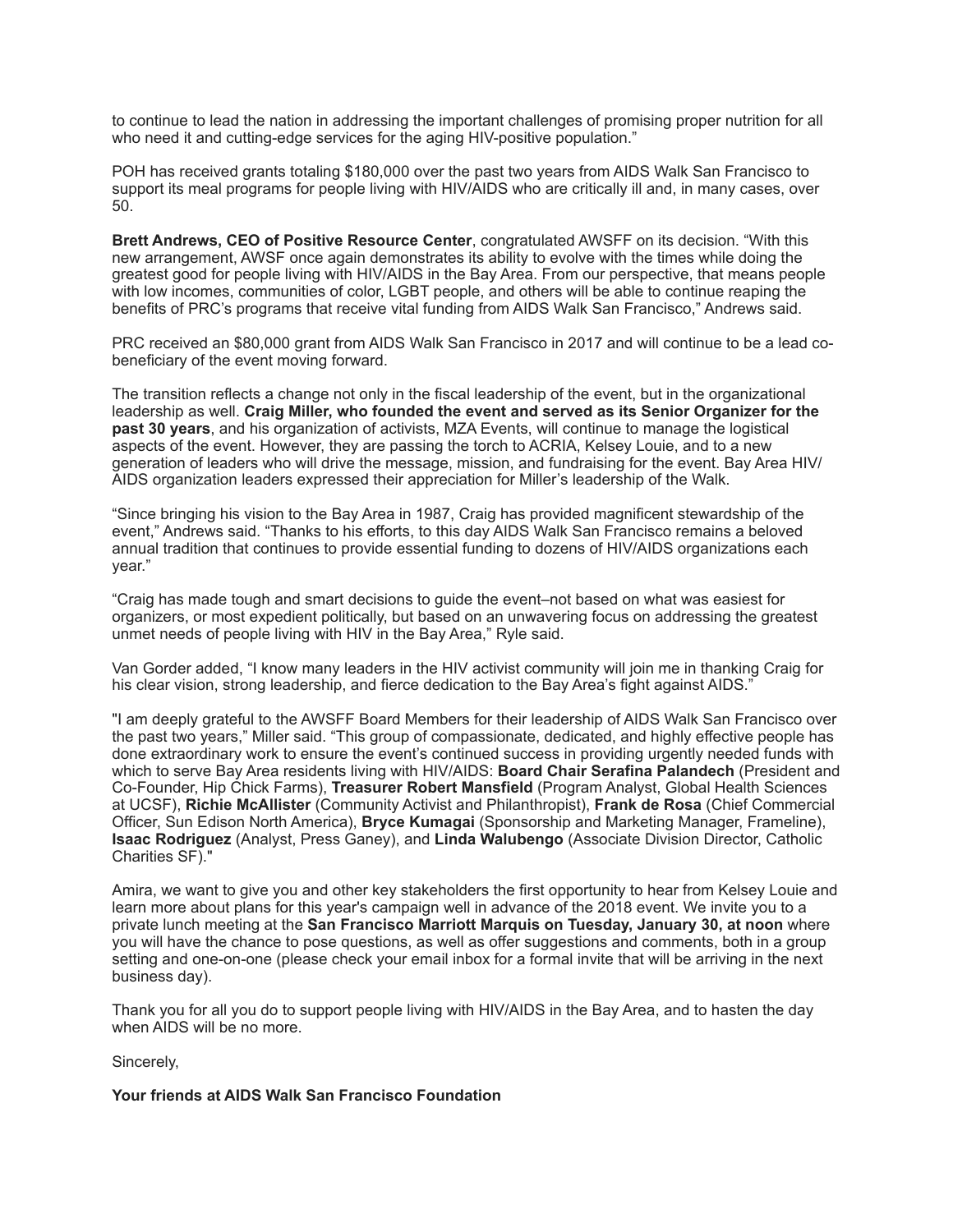to continue to lead the nation in addressing the important challenges of promising proper nutrition for all who need it and cutting-edge services for the aging HIV-positive population."

POH has received grants totaling $180,000 over the past two years from AIDS Walk San Francisco to support its meal programs for people living with HIV/AIDS who are critically ill and, in many cases, over 50.

**Brett Andrews, CEO of Positive Resource Center**, congratulated AWSFF on its decision. "With this new arrangement, AWSF once again demonstrates its ability to evolve with the times while doing the greatest good for people living with HIV/AIDS in the Bay Area. From our perspective, that means people with low incomes, communities of color, LGBT people, and others will be able to continue reaping the benefits of PRC's programs that receive vital funding from AIDS Walk San Francisco," Andrews said.

PRC received an $80,000 grant from AIDS Walk San Francisco in 2017 and will continue to be a lead co-beneficiary of the event moving forward.

The transition reflects a change not only in the fiscal leadership of the event, but in the organizational leadership as well. **Craig Miller, who founded the event and served as its Senior Organizer for the past 30 years**, and his organization of activists, MZA Events, will continue to manage the logistical aspects of the event. However, they are passing the torch to ACRIA, Kelsey Louie, and to a new generation of leaders who will drive the message, mission, and fundraising for the event. Bay Area HIV/AIDS organization leaders expressed their appreciation for Miller's leadership of the Walk.

"Since bringing his vision to the Bay Area in 1987, Craig has provided magnificent stewardship of the event," Andrews said. "Thanks to his efforts, to this day AIDS Walk San Francisco remains a beloved annual tradition that continues to provide essential funding to dozens of HIV/AIDS organizations each year."

"Craig has made tough and smart decisions to guide the event–not based on what was easiest for organizers, or most expedient politically, but based on an unwavering focus on addressing the greatest unmet needs of people living with HIV in the Bay Area," Ryle said.

Van Gorder added, "I know many leaders in the HIV activist community will join me in thanking Craig for his clear vision, strong leadership, and fierce dedication to the Bay Area's fight against AIDS."

"I am deeply grateful to the AWSFF Board Members for their leadership of AIDS Walk San Francisco over the past two years," Miller said. "This group of compassionate, dedicated, and highly effective people has done extraordinary work to ensure the event's continued success in providing urgently needed funds with which to serve Bay Area residents living with HIV/AIDS: **Board Chair Serafina Palandech** (President and Co-Founder, Hip Chick Farms), **Treasurer Robert Mansfield** (Program Analyst, Global Health Sciences at UCSF), **Richie McAllister** (Community Activist and Philanthropist), **Frank de Rosa** (Chief Commercial Officer, Sun Edison North America), **Bryce Kumagai** (Sponsorship and Marketing Manager, Frameline), **Isaac Rodriguez** (Analyst, Press Ganey), and **Linda Walubengo** (Associate Division Director, Catholic Charities SF)."

Amira, we want to give you and other key stakeholders the first opportunity to hear from Kelsey Louie and learn more about plans for this year's campaign well in advance of the 2018 event. We invite you to a private lunch meeting at the **San Francisco Marriott Marquis on Tuesday, January 30, at noon** where you will have the chance to pose questions, as well as offer suggestions and comments, both in a group setting and one-on-one (please check your email inbox for a formal invite that will be arriving in the next business day).

Thank you for all you do to support people living with HIV/AIDS in the Bay Area, and to hasten the day when AIDS will be no more.

Sincerely,

**Your friends at AIDS Walk San Francisco Foundation**